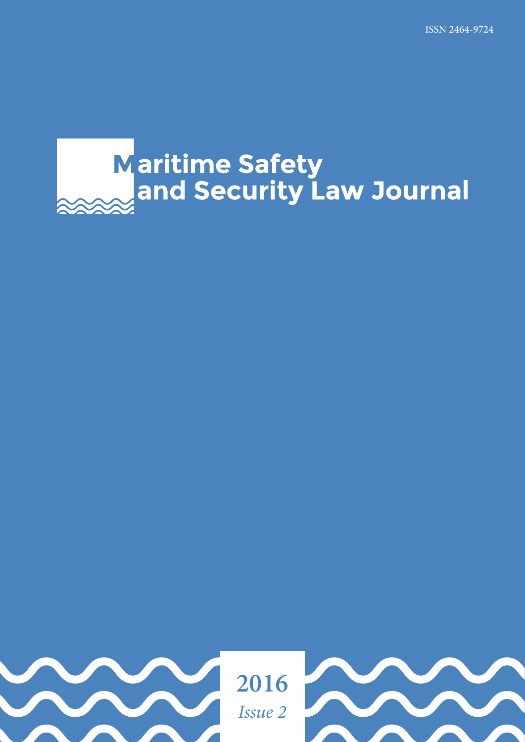ISSN 2464-9724

# Maritime Safety and Security Law Journal

**2016**

*Issue 2*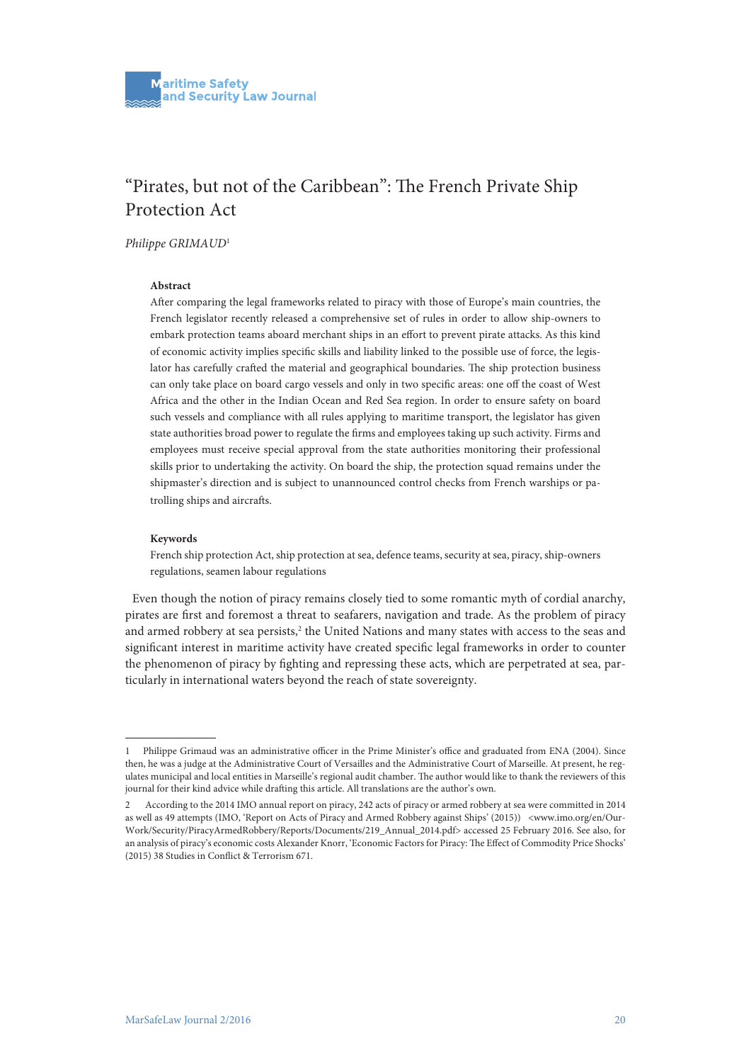# "Pirates, but not of the Caribbean": The French Private Ship Protection Act

*Philippe GRIMAUD*[1]

**Abstract**

After comparing the legal frameworks related to piracy with those of Europe's main countries, the French legislator recently released a comprehensive set of rules in order to allow ship-owners to embark protection teams aboard merchant ships in an effort to prevent pirate attacks. As this kind of economic activity implies specific skills and liability linked to the possible use of force, the legislator has carefully crafted the material and geographical boundaries. The ship protection business can only take place on board cargo vessels and only in two specific areas: one off the coast of West Africa and the other in the Indian Ocean and Red Sea region. In order to ensure safety on board such vessels and compliance with all rules applying to maritime transport, the legislator has given state authorities broad power to regulate the firms and employees taking up such activity. Firms and employees must receive special approval from the state authorities monitoring their professional skills prior to undertaking the activity. On board the ship, the protection squad remains under the shipmaster's direction and is subject to unannounced control checks from French warships or patrolling ships and aircrafts.

**Keywords**

French ship protection Act, ship protection at sea, defence teams, security at sea, piracy, ship-owners regulations, seamen labour regulations

Even though the notion of piracy remains closely tied to some romantic myth of cordial anarchy, pirates are first and foremost a threat to seafarers, navigation and trade. As the problem of piracy and armed robbery at sea persists,[2] the United Nations and many states with access to the seas and significant interest in maritime activity have created specific legal frameworks in order to counter the phenomenon of piracy by fighting and repressing these acts, which are perpetrated at sea, particularly in international waters beyond the reach of state sovereignty.

---

1 Philippe Grimaud was an administrative officer in the Prime Minister's office and graduated from ENA (2004). Since then, he was a judge at the Administrative Court of Versailles and the Administrative Court of Marseille. At present, he regulates municipal and local entities in Marseille's regional audit chamber. The author would like to thank the reviewers of this journal for their kind advice while drafting this article. All translations are the author's own.

2 According to the 2014 IMO annual report on piracy, 242 acts of piracy or armed robbery at sea were committed in 2014 as well as 49 attempts (IMO, 'Report on Acts of Piracy and Armed Robbery against Ships' (2015)) <www.imo.org/en/OurWork/Security/PiracyArmedRobbery/Reports/Documents/219_Annual_2014.pdf> accessed 25 February 2016. See also, for an analysis of piracy's economic costs Alexander Knorr, 'Economic Factors for Piracy: The Effect of Commodity Price Shocks' (2015) 38 Studies in Conflict & Terrorism 671.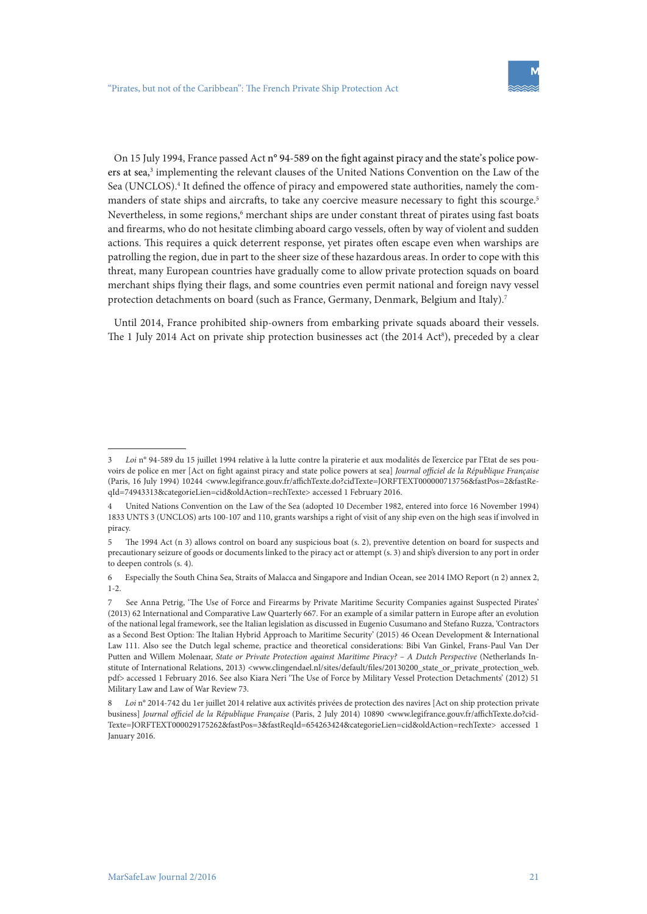On 15 July 1994, France passed Act n° 94-589 on the fight against piracy and the state's police powers at sea,[3] implementing the relevant clauses of the United Nations Convention on the Law of the Sea (UNCLOS).[4] It defined the offence of piracy and empowered state authorities, namely the commanders of state ships and aircrafts, to take any coercive measure necessary to fight this scourge.[5] Nevertheless, in some regions,[6] merchant ships are under constant threat of pirates using fast boats and firearms, who do not hesitate climbing aboard cargo vessels, often by way of violent and sudden actions. This requires a quick deterrent response, yet pirates often escape even when warships are patrolling the region, due in part to the sheer size of these hazardous areas. In order to cope with this threat, many European countries have gradually come to allow private protection squads on board merchant ships flying their flags, and some countries even permit national and foreign navy vessel protection detachments on board (such as France, Germany, Denmark, Belgium and Italy).[7]

Until 2014, France prohibited ship-owners from embarking private squads aboard their vessels. The 1 July 2014 Act on private ship protection businesses act (the 2014 Act[8]), preceded by a clear

---

3 *Loi* n° 94-589 du 15 juillet 1994 relative à la lutte contre la piraterie et aux modalités de l'exercice par l'Etat de ses pouvoirs de police en mer [Act on fight against piracy and state police powers at sea] *Journal officiel de la République Française* (Paris, 16 July 1994) 10244 <www.legifrance.gouv.fr/affichTexte.do?cidTexte=JORFTEXT000000713756&fastPos=2&fastReqId=74943313&categorieLien=cid&oldAction=rechTexte> accessed 1 February 2016.

4 United Nations Convention on the Law of the Sea (adopted 10 December 1982, entered into force 16 November 1994) 1833 UNTS 3 (UNCLOS) arts 100-107 and 110, grants warships a right of visit of any ship even on the high seas if involved in piracy.

5 The 1994 Act (n 3) allows control on board any suspicious boat (s. 2), preventive detention on board for suspects and precautionary seizure of goods or documents linked to the piracy act or attempt (s. 3) and ship's diversion to any port in order to deepen controls (s. 4).

6 Especially the South China Sea, Straits of Malacca and Singapore and Indian Ocean, see 2014 IMO Report (n 2) annex 2, 1-2.

7 See Anna Petrig, 'The Use of Force and Firearms by Private Maritime Security Companies against Suspected Pirates' (2013) 62 International and Comparative Law Quarterly 667. For an example of a similar pattern in Europe after an evolution of the national legal framework, see the Italian legislation as discussed in Eugenio Cusumano and Stefano Ruzza, 'Contractors as a Second Best Option: The Italian Hybrid Approach to Maritime Security' (2015) 46 Ocean Development & International Law 111. Also see the Dutch legal scheme, practice and theoretical considerations: Bibi Van Ginkel, Frans-Paul Van Der Putten and Willem Molenaar, *State or Private Protection against Maritime Piracy? – A Dutch Perspective* (Netherlands Institute of International Relations, 2013) <www.clingendael.nl/sites/default/files/20130200_state_or_private_protection_web.pdf> accessed 1 February 2016. See also Kiara Neri 'The Use of Force by Military Vessel Protection Detachments' (2012) 51 Military Law and Law of War Review 73.

8 *Loi* n° 2014-742 du 1er juillet 2014 relative aux activités privées de protection des navires [Act on ship protection private business] *Journal officiel de la République Française* (Paris, 2 July 2014) 10890 <www.legifrance.gouv.fr/affichTexte.do?cidTexte=JORFTEXT000029175262&fastPos=3&fastReqId=654263424&categorieLien=cid&oldAction=rechTexte> accessed 1 January 2016.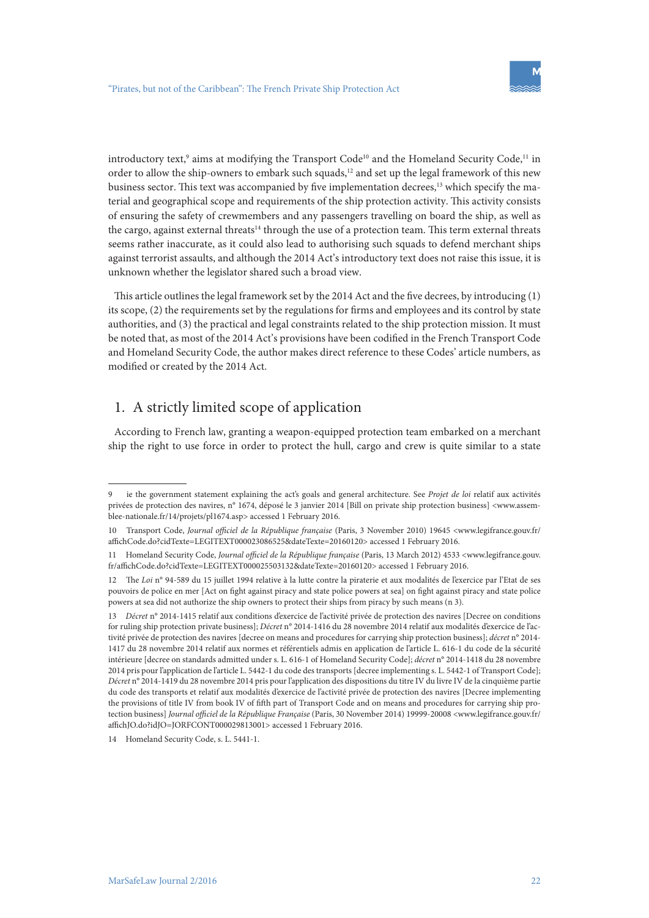introductory text,[9] aims at modifying the Transport Code[10] and the Homeland Security Code,[11] in order to allow the ship-owners to embark such squads,[12] and set up the legal framework of this new business sector. This text was accompanied by five implementation decrees,[13] which specify the material and geographical scope and requirements of the ship protection activity. This activity consists of ensuring the safety of crewmembers and any passengers travelling on board the ship, as well as the cargo, against external threats[14] through the use of a protection team. This term external threats seems rather inaccurate, as it could also lead to authorising such squads to defend merchant ships against terrorist assaults, and although the 2014 Act's introductory text does not raise this issue, it is unknown whether the legislator shared such a broad view.

This article outlines the legal framework set by the 2014 Act and the five decrees, by introducing (1) its scope, (2) the requirements set by the regulations for firms and employees and its control by state authorities, and (3) the practical and legal constraints related to the ship protection mission. It must be noted that, as most of the 2014 Act's provisions have been codified in the French Transport Code and Homeland Security Code, the author makes direct reference to these Codes' article numbers, as modified or created by the 2014 Act.

## 1. A strictly limited scope of application

According to French law, granting a weapon-equipped protection team embarked on a merchant ship the right to use force in order to protect the hull, cargo and crew is quite similar to a state

---

9 ie the government statement explaining the act's goals and general architecture. See *Projet de loi* relatif aux activités privées de protection des navires, n° 1674, déposé le 3 janvier 2014 [Bill on private ship protection business] <www.assemblee-nationale.fr/14/projets/pl1674.asp> accessed 1 February 2016.

10 Transport Code, *Journal officiel de la République française* (Paris, 3 November 2010) 19645 <www.legifrance.gouv.fr/affichCode.do?cidTexte=LEGITEXT000023086525&dateTexte=20160120> accessed 1 February 2016.

11 Homeland Security Code, *Journal officiel de la République française* (Paris, 13 March 2012) 4533 <www.legifrance.gouv.fr/affichCode.do?cidTexte=LEGITEXT000025503132&dateTexte=20160120> accessed 1 February 2016.

12 The *Loi* n° 94-589 du 15 juillet 1994 relative à la lutte contre la piraterie et aux modalités de l'exercice par l'Etat de ses pouvoirs de police en mer [Act on fight against piracy and state police powers at sea] on fight against piracy and state police powers at sea did not authorize the ship owners to protect their ships from piracy by such means (n 3).

13 *Décret* n° 2014-1415 relatif aux conditions d'exercice de l'activité privée de protection des navires [Decree on conditions for ruling ship protection private business]; *Décret* n° 2014-1416 du 28 novembre 2014 relatif aux modalités d'exercice de l'activité privée de protection des navires [decree on means and procedures for carrying ship protection business]; *décret* n° 2014-1417 du 28 novembre 2014 relatif aux normes et référentiels admis en application de l'article L. 616-1 du code de la sécurité intérieure [decree on standards admitted under s. L. 616-1 of Homeland Security Code]; *décret* n° 2014-1418 du 28 novembre 2014 pris pour l'application de l'article L. 5442-1 du code des transports [decree implementing s. L. 5442-1 of Transport Code]; *Décret* n° 2014-1419 du 28 novembre 2014 pris pour l'application des dispositions du titre IV du livre IV de la cinquième partie du code des transports et relatif aux modalités d'exercice de l'activité privée de protection des navires [Decree implementing the provisions of title IV from book IV of fifth part of Transport Code and on means and procedures for carrying ship protection business] *Journal officiel de la République Française* (Paris, 30 November 2014) 19999-20008 <www.legifrance.gouv.fr/affichJO.do?idJO=JORFCONT000029813001> accessed 1 February 2016.

14 Homeland Security Code, s. L. 5441-1.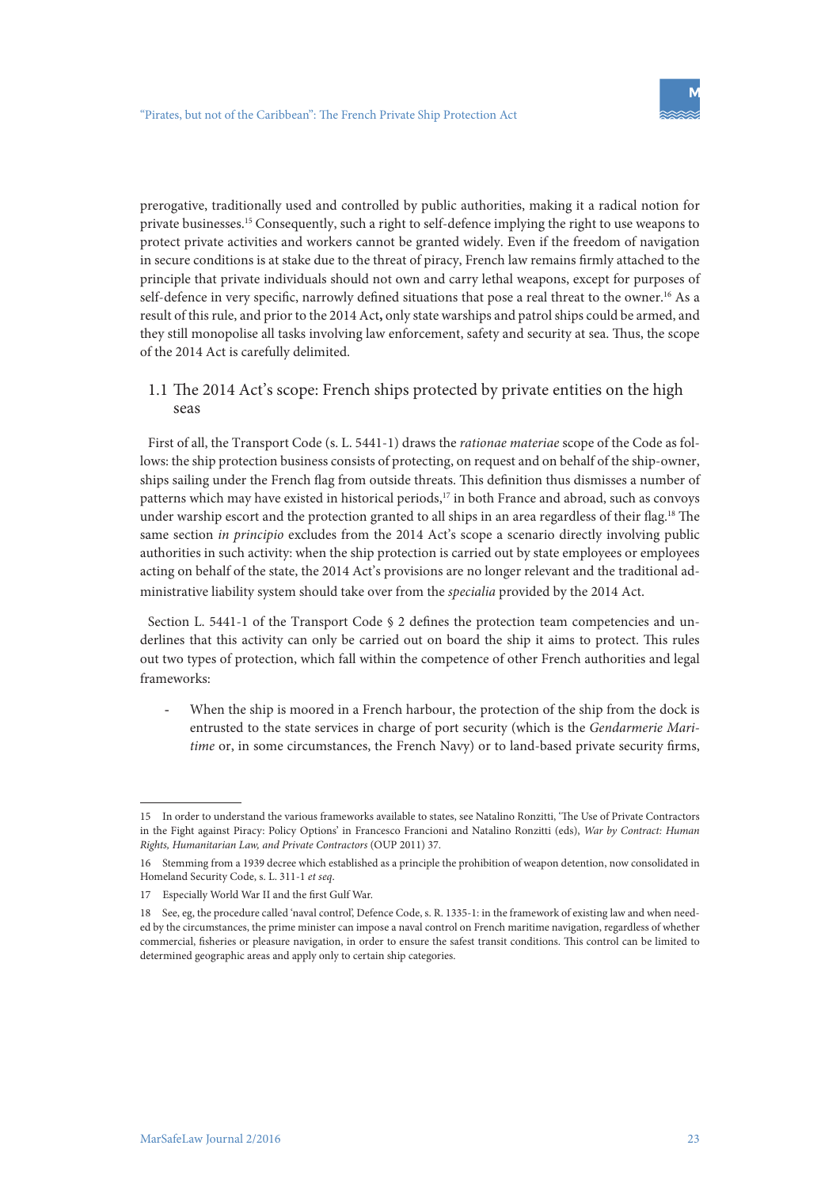prerogative, traditionally used and controlled by public authorities, making it a radical notion for private businesses.[15] Consequently, such a right to self-defence implying the right to use weapons to protect private activities and workers cannot be granted widely. Even if the freedom of navigation in secure conditions is at stake due to the threat of piracy, French law remains firmly attached to the principle that private individuals should not own and carry lethal weapons, except for purposes of self-defence in very specific, narrowly defined situations that pose a real threat to the owner.[16] As a result of this rule, and prior to the 2014 Act**,** only state warships and patrol ships could be armed, and they still monopolise all tasks involving law enforcement, safety and security at sea. Thus, the scope of the 2014 Act is carefully delimited.

## 1.1 The 2014 Act's scope: French ships protected by private entities on the high seas

First of all, the Transport Code (s. L. 5441-1) draws the *rationae materiae* scope of the Code as follows: the ship protection business consists of protecting, on request and on behalf of the ship-owner, ships sailing under the French flag from outside threats. This definition thus dismisses a number of patterns which may have existed in historical periods,[17] in both France and abroad, such as convoys under warship escort and the protection granted to all ships in an area regardless of their flag.[18] The same section *in principio* excludes from the 2014 Act's scope a scenario directly involving public authorities in such activity: when the ship protection is carried out by state employees or employees acting on behalf of the state, the 2014 Act's provisions are no longer relevant and the traditional administrative liability system should take over from the *specialia* provided by the 2014 Act.

Section L. 5441-1 of the Transport Code § 2 defines the protection team competencies and underlines that this activity can only be carried out on board the ship it aims to protect. This rules out two types of protection, which fall within the competence of other French authorities and legal frameworks:

- When the ship is moored in a French harbour, the protection of the ship from the dock is entrusted to the state services in charge of port security (which is the *Gendarmerie Maritime* or, in some circumstances, the French Navy) or to land-based private security firms,

---

15 In order to understand the various frameworks available to states, see Natalino Ronzitti, 'The Use of Private Contractors in the Fight against Piracy: Policy Options' in Francesco Francioni and Natalino Ronzitti (eds), *War by Contract: Human Rights, Humanitarian Law, and Private Contractors* (OUP 2011) 37.

16 Stemming from a 1939 decree which established as a principle the prohibition of weapon detention, now consolidated in Homeland Security Code, s. L. 311-1 *et seq.*

17 Especially World War II and the first Gulf War.

18 See, eg, the procedure called 'naval control', Defence Code, s. R. 1335-1: in the framework of existing law and when needed by the circumstances, the prime minister can impose a naval control on French maritime navigation, regardless of whether commercial, fisheries or pleasure navigation, in order to ensure the safest transit conditions. This control can be limited to determined geographic areas and apply only to certain ship categories.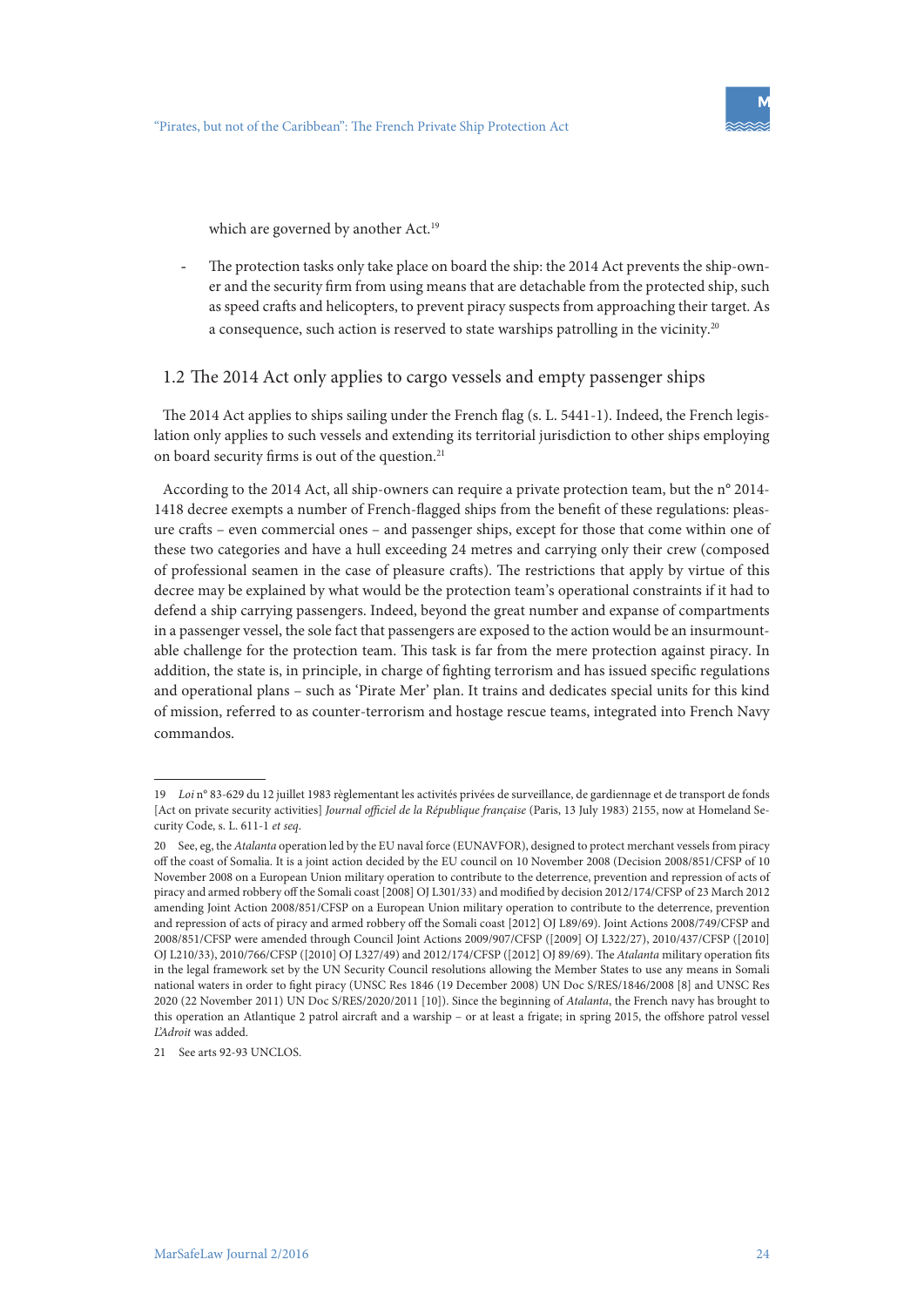which are governed by another Act.[19]

- The protection tasks only take place on board the ship: the 2014 Act prevents the ship-owner and the security firm from using means that are detachable from the protected ship, such as speed crafts and helicopters, to prevent piracy suspects from approaching their target. As a consequence, such action is reserved to state warships patrolling in the vicinity.[20]

## 1.2 The 2014 Act only applies to cargo vessels and empty passenger ships

The 2014 Act applies to ships sailing under the French flag (s. L. 5441-1). Indeed, the French legislation only applies to such vessels and extending its territorial jurisdiction to other ships employing on board security firms is out of the question.[21]

According to the 2014 Act, all ship-owners can require a private protection team, but the n° 2014-1418 decree exempts a number of French-flagged ships from the benefit of these regulations: pleasure crafts – even commercial ones – and passenger ships, except for those that come within one of these two categories and have a hull exceeding 24 metres and carrying only their crew (composed of professional seamen in the case of pleasure crafts). The restrictions that apply by virtue of this decree may be explained by what would be the protection team's operational constraints if it had to defend a ship carrying passengers. Indeed, beyond the great number and expanse of compartments in a passenger vessel, the sole fact that passengers are exposed to the action would be an insurmountable challenge for the protection team. This task is far from the mere protection against piracy. In addition, the state is, in principle, in charge of fighting terrorism and has issued specific regulations and operational plans – such as 'Pirate Mer' plan. It trains and dedicates special units for this kind of mission, referred to as counter-terrorism and hostage rescue teams, integrated into French Navy commandos.

---

19 *Loi* n° 83-629 du 12 juillet 1983 règlementant les activités privées de surveillance, de gardiennage et de transport de fonds [Act on private security activities] *Journal officiel de la République française* (Paris, 13 July 1983) 2155, now at Homeland Security Code, s. L. 611-1 *et seq*.

20 See, eg, the *Atalanta* operation led by the EU naval force (EUNAVFOR), designed to protect merchant vessels from piracy off the coast of Somalia. It is a joint action decided by the EU council on 10 November 2008 (Decision 2008/851/CFSP of 10 November 2008 on a European Union military operation to contribute to the deterrence, prevention and repression of acts of piracy and armed robbery off the Somali coast [2008] OJ L301/33) and modified by decision 2012/174/CFSP of 23 March 2012 amending Joint Action 2008/851/CFSP on a European Union military operation to contribute to the deterrence, prevention and repression of acts of piracy and armed robbery off the Somali coast [2012] OJ L89/69). Joint Actions 2008/749/CFSP and 2008/851/CFSP were amended through Council Joint Actions 2009/907/CFSP ([2009] OJ L322/27), 2010/437/CFSP ([2010] OJ L210/33), 2010/766/CFSP ([2010] OJ L327/49) and 2012/174/CFSP ([2012] OJ 89/69). The *Atalanta* military operation fits in the legal framework set by the UN Security Council resolutions allowing the Member States to use any means in Somali national waters in order to fight piracy (UNSC Res 1846 (19 December 2008) UN Doc S/RES/1846/2008 [8] and UNSC Res 2020 (22 November 2011) UN Doc S/RES/2020/2011 [10]). Since the beginning of *Atalanta*, the French navy has brought to this operation an Atlantique 2 patrol aircraft and a warship – or at least a frigate; in spring 2015, the offshore patrol vessel *L'Adroit* was added.

21 See arts 92-93 UNCLOS.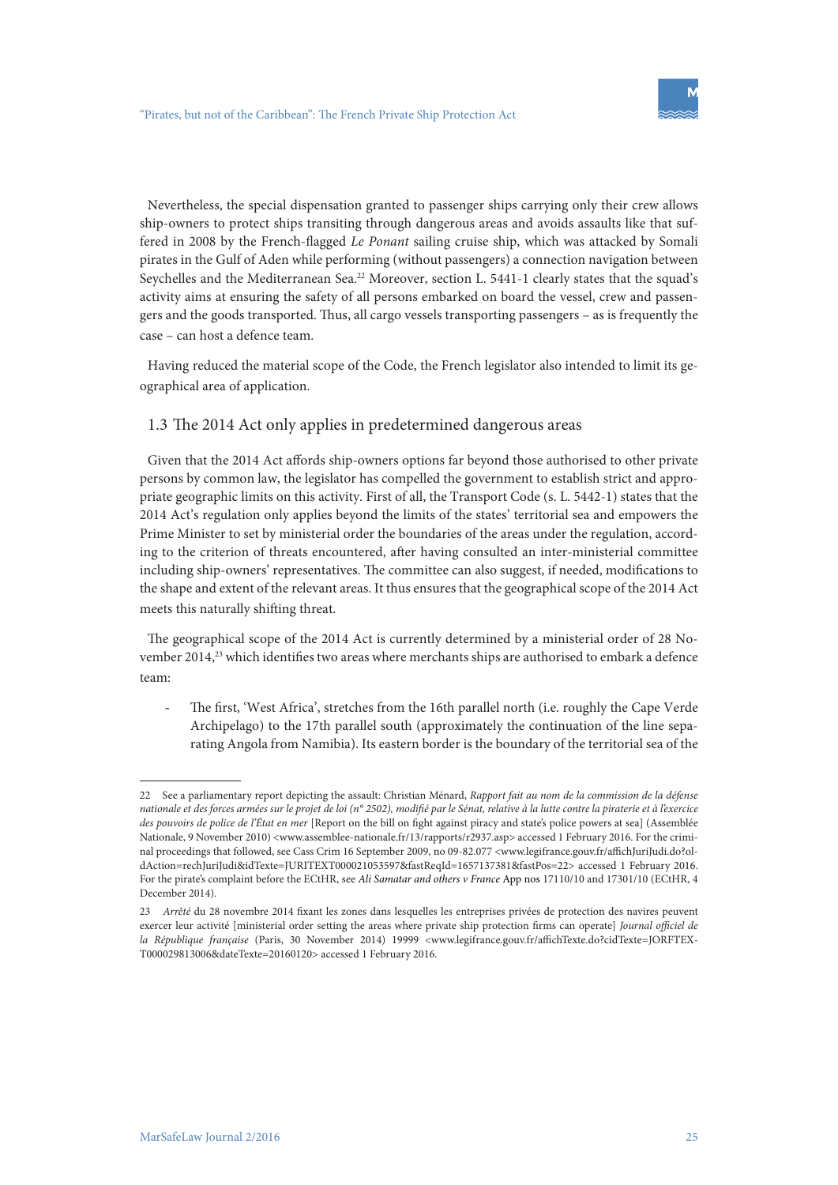Nevertheless, the special dispensation granted to passenger ships carrying only their crew allows ship-owners to protect ships transiting through dangerous areas and avoids assaults like that suffered in 2008 by the French-flagged *Le Ponant* sailing cruise ship, which was attacked by Somali pirates in the Gulf of Aden while performing (without passengers) a connection navigation between Seychelles and the Mediterranean Sea.[22] Moreover, section L. 5441-1 clearly states that the squad's activity aims at ensuring the safety of all persons embarked on board the vessel, crew and passengers and the goods transported. Thus, all cargo vessels transporting passengers – as is frequently the case – can host a defence team.

Having reduced the material scope of the Code, the French legislator also intended to limit its geographical area of application.

### 1.3 The 2014 Act only applies in predetermined dangerous areas

Given that the 2014 Act affords ship-owners options far beyond those authorised to other private persons by common law, the legislator has compelled the government to establish strict and appropriate geographic limits on this activity. First of all, the Transport Code (s. L. 5442-1) states that the 2014 Act's regulation only applies beyond the limits of the states' territorial sea and empowers the Prime Minister to set by ministerial order the boundaries of the areas under the regulation, according to the criterion of threats encountered, after having consulted an inter-ministerial committee including ship-owners' representatives. The committee can also suggest, if needed, modifications to the shape and extent of the relevant areas. It thus ensures that the geographical scope of the 2014 Act meets this naturally shifting threat.

The geographical scope of the 2014 Act is currently determined by a ministerial order of 28 November 2014,[23] which identifies two areas where merchants ships are authorised to embark a defence team:

- The first, 'West Africa', stretches from the 16th parallel north (i.e. roughly the Cape Verde Archipelago) to the 17th parallel south (approximately the continuation of the line separating Angola from Namibia). Its eastern border is the boundary of the territorial sea of the

---

22 See a parliamentary report depicting the assault: Christian Ménard, *Rapport fait au nom de la commission de la défense nationale et des forces armées sur le projet de loi (n° 2502), modifié par le Sénat, relative à la lutte contre la piraterie et à l'exercice des pouvoirs de police de l'État en mer* [Report on the bill on fight against piracy and state's police powers at sea] (Assemblée Nationale, 9 November 2010) <www.assemblee-nationale.fr/13/rapports/r2937.asp> accessed 1 February 2016. For the criminal proceedings that followed, see Cass Crim 16 September 2009, no 09-82.077 <www.legifrance.gouv.fr/affichJuriJudi.do?oldAction=rechJuriJudi&idTexte=JURITEXT000021053597&fastReqId=1657137381&fastPos=22> accessed 1 February 2016. For the pirate's complaint before the ECtHR, see *Ali Samatar and others v France* App nos 17110/10 and 17301/10 (ECtHR, 4 December 2014).

23 *Arrêté* du 28 novembre 2014 fixant les zones dans lesquelles les entreprises privées de protection des navires peuvent exercer leur activité [ministerial order setting the areas where private ship protection firms can operate] *Journal officiel de la République française* (Paris, 30 November 2014) 19999 <www.legifrance.gouv.fr/affichTexte.do?cidTexte=JORFTEXT000029813006&dateTexte=20160120> accessed 1 February 2016.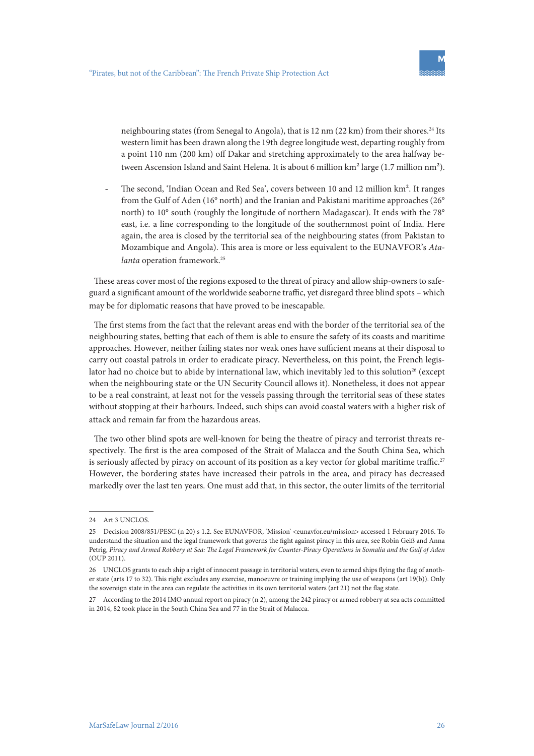neighbouring states (from Senegal to Angola), that is 12 nm (22 km) from their shores.[24] Its western limit has been drawn along the 19th degree longitude west, departing roughly from a point 110 nm (200 km) off Dakar and stretching approximately to the area halfway between Ascension Island and Saint Helena. It is about 6 million km² large (1.7 million nm²).

- The second, 'Indian Ocean and Red Sea', covers between 10 and 12 million km². It ranges from the Gulf of Aden (16° north) and the Iranian and Pakistani maritime approaches (26° north) to 10° south (roughly the longitude of northern Madagascar). It ends with the 78° east, i.e. a line corresponding to the longitude of the southernmost point of India. Here again, the area is closed by the territorial sea of the neighbouring states (from Pakistan to Mozambique and Angola). This area is more or less equivalent to the EUNAVFOR's *Atalanta* operation framework.[25]

These areas cover most of the regions exposed to the threat of piracy and allow ship-owners to safeguard a significant amount of the worldwide seaborne traffic, yet disregard three blind spots – which may be for diplomatic reasons that have proved to be inescapable.

The first stems from the fact that the relevant areas end with the border of the territorial sea of the neighbouring states, betting that each of them is able to ensure the safety of its coasts and maritime approaches. However, neither failing states nor weak ones have sufficient means at their disposal to carry out coastal patrols in order to eradicate piracy. Nevertheless, on this point, the French legislator had no choice but to abide by international law, which inevitably led to this solution[26] (except when the neighbouring state or the UN Security Council allows it). Nonetheless, it does not appear to be a real constraint, at least not for the vessels passing through the territorial seas of these states without stopping at their harbours. Indeed, such ships can avoid coastal waters with a higher risk of attack and remain far from the hazardous areas.

The two other blind spots are well-known for being the theatre of piracy and terrorist threats respectively. The first is the area composed of the Strait of Malacca and the South China Sea, which is seriously affected by piracy on account of its position as a key vector for global maritime traffic.[27] However, the bordering states have increased their patrols in the area, and piracy has decreased markedly over the last ten years. One must add that, in this sector, the outer limits of the territorial

---

24 Art 3 UNCLOS.

25 Decision 2008/851/PESC (n 20) s 1.2. See EUNAVFOR, 'Mission' <eunavfor.eu/mission> accessed 1 February 2016. To understand the situation and the legal framework that governs the fight against piracy in this area, see Robin Geiß and Anna Petrig, *Piracy and Armed Robbery at Sea: The Legal Framework for Counter-Piracy Operations in Somalia and the Gulf of Aden* (OUP 2011).

26 UNCLOS grants to each ship a right of innocent passage in territorial waters, even to armed ships flying the flag of another state (arts 17 to 32). This right excludes any exercise, manoeuvre or training implying the use of weapons (art 19(b)). Only the sovereign state in the area can regulate the activities in its own territorial waters (art 21) not the flag state.

27 According to the 2014 IMO annual report on piracy (n 2), among the 242 piracy or armed robbery at sea acts committed in 2014, 82 took place in the South China Sea and 77 in the Strait of Malacca.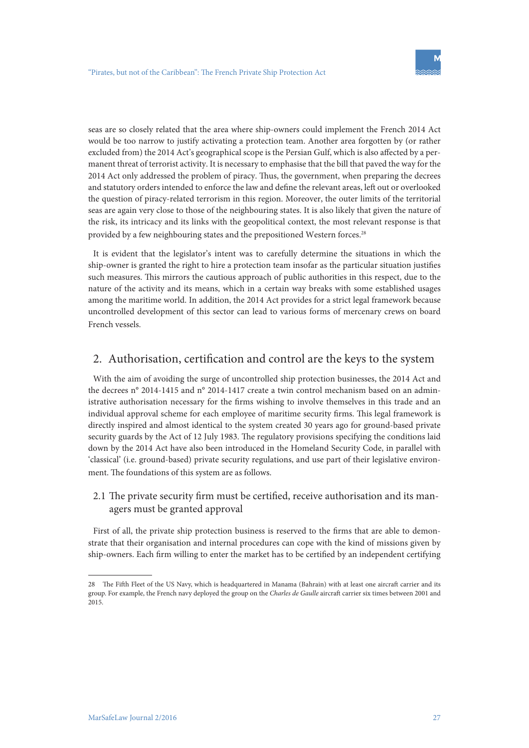seas are so closely related that the area where ship-owners could implement the French 2014 Act would be too narrow to justify activating a protection team. Another area forgotten by (or rather excluded from) the 2014 Act's geographical scope is the Persian Gulf, which is also affected by a permanent threat of terrorist activity. It is necessary to emphasise that the bill that paved the way for the 2014 Act only addressed the problem of piracy. Thus, the government, when preparing the decrees and statutory orders intended to enforce the law and define the relevant areas, left out or overlooked the question of piracy-related terrorism in this region. Moreover, the outer limits of the territorial seas are again very close to those of the neighbouring states. It is also likely that given the nature of the risk, its intricacy and its links with the geopolitical context, the most relevant response is that provided by a few neighbouring states and the prepositioned Western forces.[28]

It is evident that the legislator's intent was to carefully determine the situations in which the ship-owner is granted the right to hire a protection team insofar as the particular situation justifies such measures. This mirrors the cautious approach of public authorities in this respect, due to the nature of the activity and its means, which in a certain way breaks with some established usages among the maritime world. In addition, the 2014 Act provides for a strict legal framework because uncontrolled development of this sector can lead to various forms of mercenary crews on board French vessels.

## 2. Authorisation, certification and control are the keys to the system

With the aim of avoiding the surge of uncontrolled ship protection businesses, the 2014 Act and the decrees n° 2014-1415 and n° 2014-1417 create a twin control mechanism based on an administrative authorisation necessary for the firms wishing to involve themselves in this trade and an individual approval scheme for each employee of maritime security firms. This legal framework is directly inspired and almost identical to the system created 30 years ago for ground-based private security guards by the Act of 12 July 1983. The regulatory provisions specifying the conditions laid down by the 2014 Act have also been introduced in the Homeland Security Code, in parallel with 'classical' (i.e. ground-based) private security regulations, and use part of their legislative environment. The foundations of this system are as follows.

### 2.1 The private security firm must be certified, receive authorisation and its managers must be granted approval

First of all, the private ship protection business is reserved to the firms that are able to demonstrate that their organisation and internal procedures can cope with the kind of missions given by ship-owners. Each firm willing to enter the market has to be certified by an independent certifying

---

[28] The Fifth Fleet of the US Navy, which is headquartered in Manama (Bahrain) with at least one aircraft carrier and its group. For example, the French navy deployed the group on the *Charles de Gaulle* aircraft carrier six times between 2001 and 2015.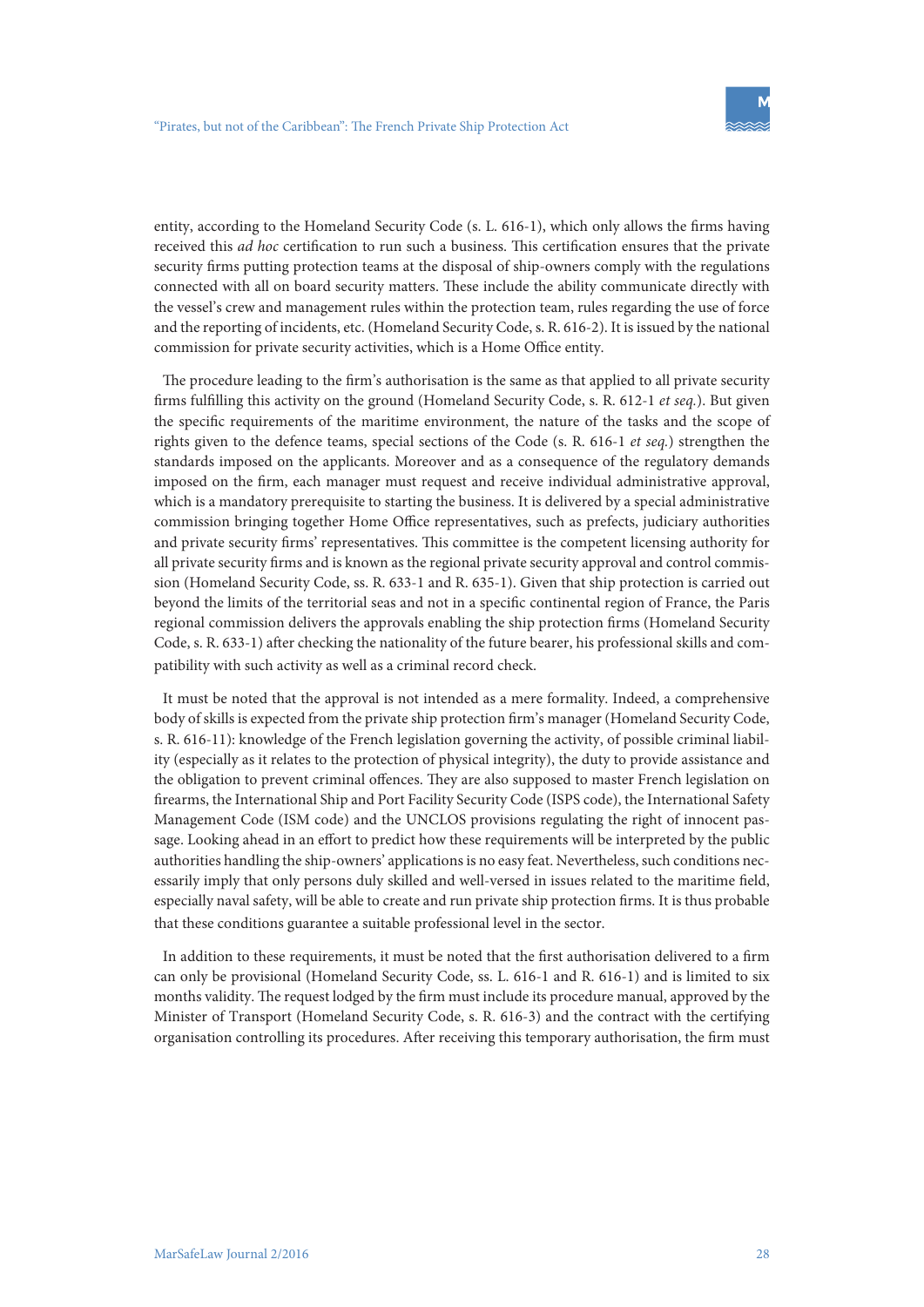entity, according to the Homeland Security Code (s. L. 616-1), which only allows the firms having received this *ad hoc* certification to run such a business. This certification ensures that the private security firms putting protection teams at the disposal of ship-owners comply with the regulations connected with all on board security matters. These include the ability communicate directly with the vessel's crew and management rules within the protection team, rules regarding the use of force and the reporting of incidents, etc. (Homeland Security Code, s. R. 616-2). It is issued by the national commission for private security activities, which is a Home Office entity.

The procedure leading to the firm's authorisation is the same as that applied to all private security firms fulfilling this activity on the ground (Homeland Security Code, s. R. 612-1 *et seq.*). But given the specific requirements of the maritime environment, the nature of the tasks and the scope of rights given to the defence teams, special sections of the Code (s. R. 616-1 *et seq.*) strengthen the standards imposed on the applicants. Moreover and as a consequence of the regulatory demands imposed on the firm, each manager must request and receive individual administrative approval, which is a mandatory prerequisite to starting the business. It is delivered by a special administrative commission bringing together Home Office representatives, such as prefects, judiciary authorities and private security firms' representatives. This committee is the competent licensing authority for all private security firms and is known as the regional private security approval and control commission (Homeland Security Code, ss. R. 633-1 and R. 635-1). Given that ship protection is carried out beyond the limits of the territorial seas and not in a specific continental region of France, the Paris regional commission delivers the approvals enabling the ship protection firms (Homeland Security Code, s. R. 633-1) after checking the nationality of the future bearer, his professional skills and compatibility with such activity as well as a criminal record check.

It must be noted that the approval is not intended as a mere formality. Indeed, a comprehensive body of skills is expected from the private ship protection firm's manager (Homeland Security Code, s. R. 616-11): knowledge of the French legislation governing the activity, of possible criminal liability (especially as it relates to the protection of physical integrity), the duty to provide assistance and the obligation to prevent criminal offences. They are also supposed to master French legislation on firearms, the International Ship and Port Facility Security Code (ISPS code), the International Safety Management Code (ISM code) and the UNCLOS provisions regulating the right of innocent passage. Looking ahead in an effort to predict how these requirements will be interpreted by the public authorities handling the ship-owners' applications is no easy feat. Nevertheless, such conditions necessarily imply that only persons duly skilled and well-versed in issues related to the maritime field, especially naval safety, will be able to create and run private ship protection firms. It is thus probable that these conditions guarantee a suitable professional level in the sector.

In addition to these requirements, it must be noted that the first authorisation delivered to a firm can only be provisional (Homeland Security Code, ss. L. 616-1 and R. 616-1) and is limited to six months validity. The request lodged by the firm must include its procedure manual, approved by the Minister of Transport (Homeland Security Code, s. R. 616-3) and the contract with the certifying organisation controlling its procedures. After receiving this temporary authorisation, the firm must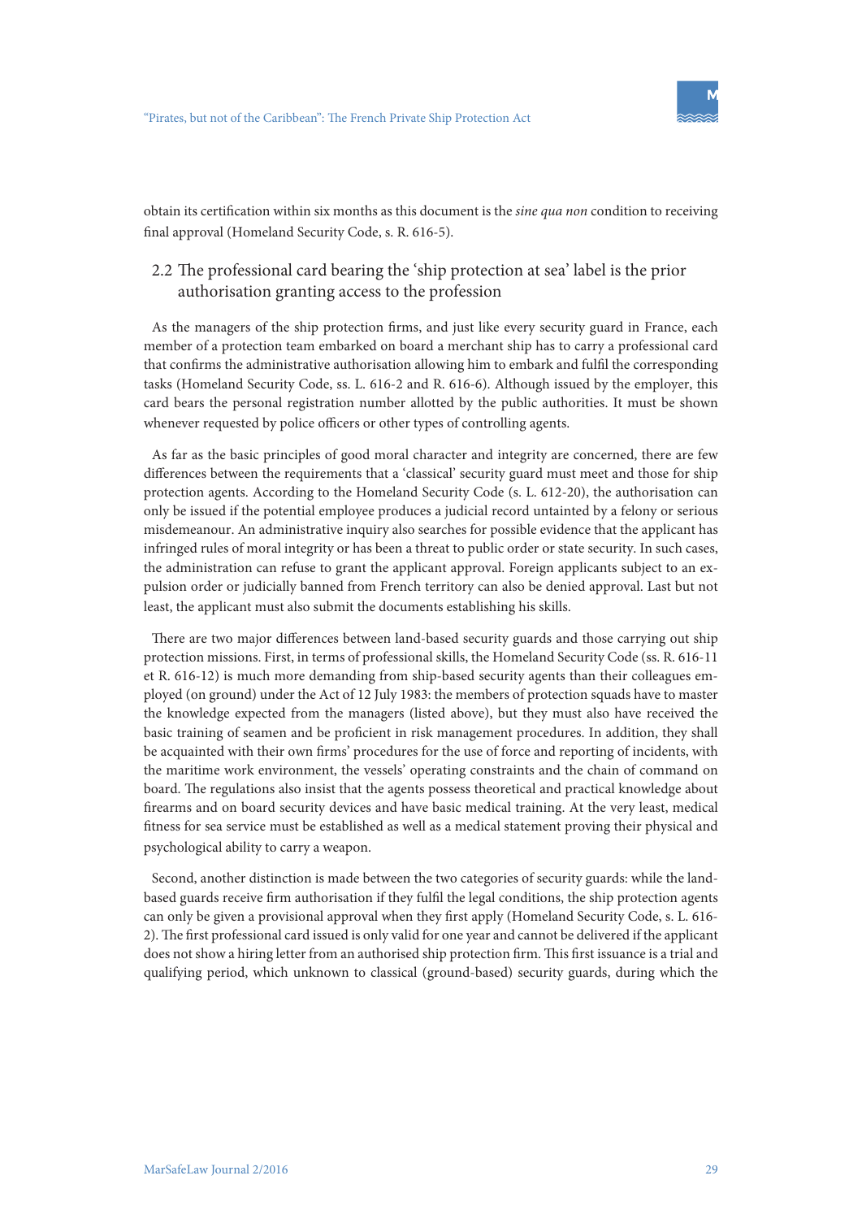obtain its certification within six months as this document is the *sine qua non* condition to receiving final approval (Homeland Security Code, s. R. 616-5).

## 2.2 The professional card bearing the 'ship protection at sea' label is the prior authorisation granting access to the profession

As the managers of the ship protection firms, and just like every security guard in France, each member of a protection team embarked on board a merchant ship has to carry a professional card that confirms the administrative authorisation allowing him to embark and fulfil the corresponding tasks (Homeland Security Code, ss. L. 616-2 and R. 616-6). Although issued by the employer, this card bears the personal registration number allotted by the public authorities. It must be shown whenever requested by police officers or other types of controlling agents.

As far as the basic principles of good moral character and integrity are concerned, there are few differences between the requirements that a 'classical' security guard must meet and those for ship protection agents. According to the Homeland Security Code (s. L. 612-20), the authorisation can only be issued if the potential employee produces a judicial record untainted by a felony or serious misdemeanour. An administrative inquiry also searches for possible evidence that the applicant has infringed rules of moral integrity or has been a threat to public order or state security. In such cases, the administration can refuse to grant the applicant approval. Foreign applicants subject to an expulsion order or judicially banned from French territory can also be denied approval. Last but not least, the applicant must also submit the documents establishing his skills.

There are two major differences between land-based security guards and those carrying out ship protection missions. First, in terms of professional skills, the Homeland Security Code (ss. R. 616-11 et R. 616-12) is much more demanding from ship-based security agents than their colleagues employed (on ground) under the Act of 12 July 1983: the members of protection squads have to master the knowledge expected from the managers (listed above), but they must also have received the basic training of seamen and be proficient in risk management procedures. In addition, they shall be acquainted with their own firms' procedures for the use of force and reporting of incidents, with the maritime work environment, the vessels' operating constraints and the chain of command on board. The regulations also insist that the agents possess theoretical and practical knowledge about firearms and on board security devices and have basic medical training. At the very least, medical fitness for sea service must be established as well as a medical statement proving their physical and psychological ability to carry a weapon.

Second, another distinction is made between the two categories of security guards: while the land-based guards receive firm authorisation if they fulfil the legal conditions, the ship protection agents can only be given a provisional approval when they first apply (Homeland Security Code, s. L. 616-2). The first professional card issued is only valid for one year and cannot be delivered if the applicant does not show a hiring letter from an authorised ship protection firm. This first issuance is a trial and qualifying period, which unknown to classical (ground-based) security guards, during which the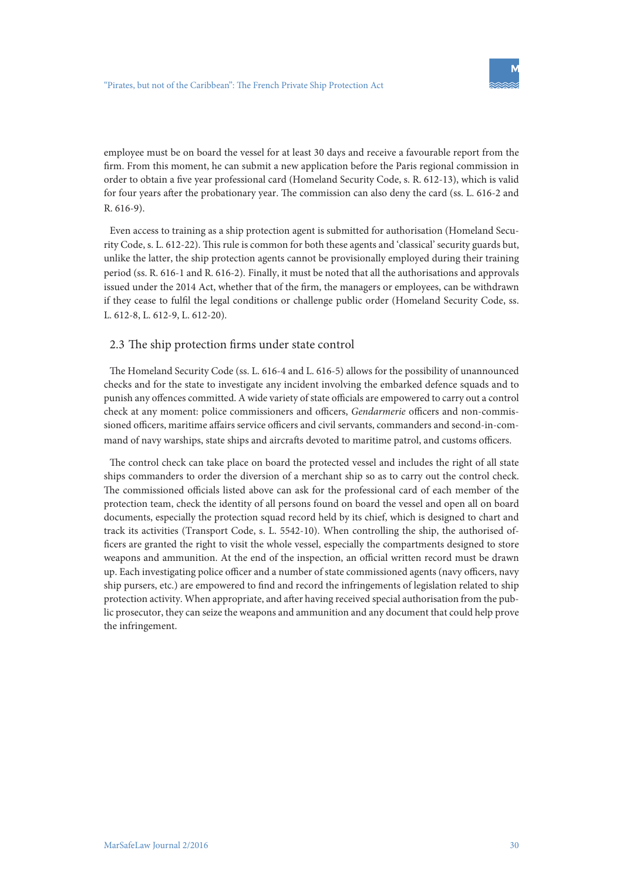employee must be on board the vessel for at least 30 days and receive a favourable report from the firm. From this moment, he can submit a new application before the Paris regional commission in order to obtain a five year professional card (Homeland Security Code, s. R. 612-13), which is valid for four years after the probationary year. The commission can also deny the card (ss. L. 616-2 and R. 616-9).

Even access to training as a ship protection agent is submitted for authorisation (Homeland Security Code, s. L. 612-22). This rule is common for both these agents and 'classical' security guards but, unlike the latter, the ship protection agents cannot be provisionally employed during their training period (ss. R. 616-1 and R. 616-2). Finally, it must be noted that all the authorisations and approvals issued under the 2014 Act, whether that of the firm, the managers or employees, can be withdrawn if they cease to fulfil the legal conditions or challenge public order (Homeland Security Code, ss. L. 612-8, L. 612-9, L. 612-20).

## 2.3 The ship protection firms under state control

The Homeland Security Code (ss. L. 616-4 and L. 616-5) allows for the possibility of unannounced checks and for the state to investigate any incident involving the embarked defence squads and to punish any offences committed. A wide variety of state officials are empowered to carry out a control check at any moment: police commissioners and officers, *Gendarmerie* officers and non-commissioned officers, maritime affairs service officers and civil servants, commanders and second-in-command of navy warships, state ships and aircrafts devoted to maritime patrol, and customs officers.

The control check can take place on board the protected vessel and includes the right of all state ships commanders to order the diversion of a merchant ship so as to carry out the control check. The commissioned officials listed above can ask for the professional card of each member of the protection team, check the identity of all persons found on board the vessel and open all on board documents, especially the protection squad record held by its chief, which is designed to chart and track its activities (Transport Code, s. L. 5542-10). When controlling the ship, the authorised officers are granted the right to visit the whole vessel, especially the compartments designed to store weapons and ammunition. At the end of the inspection, an official written record must be drawn up. Each investigating police officer and a number of state commissioned agents (navy officers, navy ship pursers, etc.) are empowered to find and record the infringements of legislation related to ship protection activity. When appropriate, and after having received special authorisation from the public prosecutor, they can seize the weapons and ammunition and any document that could help prove the infringement.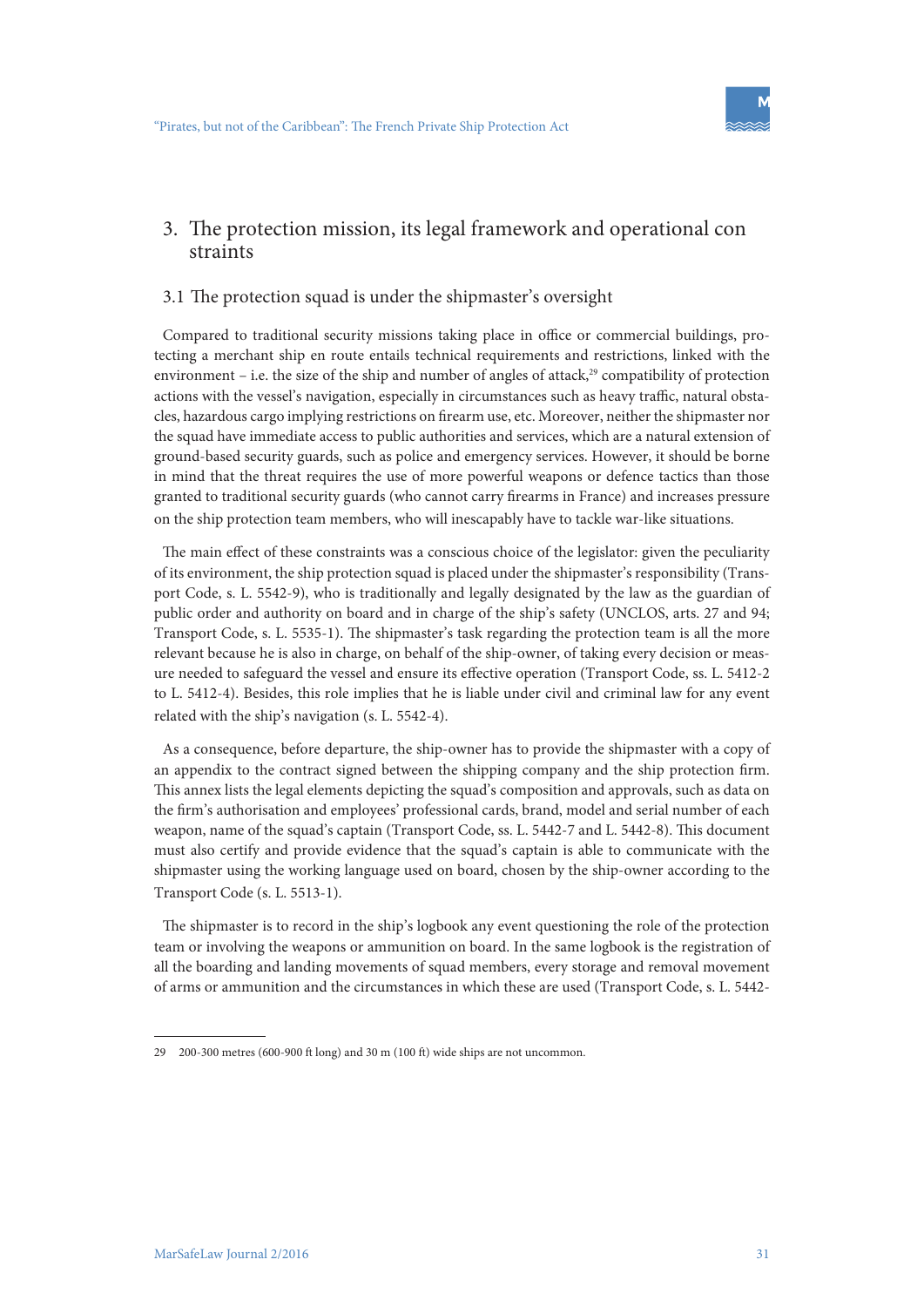## 3. The protection mission, its legal framework and operational con straints

### 3.1 The protection squad is under the shipmaster's oversight

Compared to traditional security missions taking place in office or commercial buildings, protecting a merchant ship en route entails technical requirements and restrictions, linked with the environment – i.e. the size of the ship and number of angles of attack,[29] compatibility of protection actions with the vessel's navigation, especially in circumstances such as heavy traffic, natural obstacles, hazardous cargo implying restrictions on firearm use, etc. Moreover, neither the shipmaster nor the squad have immediate access to public authorities and services, which are a natural extension of ground-based security guards, such as police and emergency services. However, it should be borne in mind that the threat requires the use of more powerful weapons or defence tactics than those granted to traditional security guards (who cannot carry firearms in France) and increases pressure on the ship protection team members, who will inescapably have to tackle war-like situations.

The main effect of these constraints was a conscious choice of the legislator: given the peculiarity of its environment, the ship protection squad is placed under the shipmaster's responsibility (Transport Code, s. L. 5542-9), who is traditionally and legally designated by the law as the guardian of public order and authority on board and in charge of the ship's safety (UNCLOS, arts. 27 and 94; Transport Code, s. L. 5535-1). The shipmaster's task regarding the protection team is all the more relevant because he is also in charge, on behalf of the ship-owner, of taking every decision or measure needed to safeguard the vessel and ensure its effective operation (Transport Code, ss. L. 5412-2 to L. 5412-4). Besides, this role implies that he is liable under civil and criminal law for any event related with the ship's navigation (s. L. 5542-4).

As a consequence, before departure, the ship-owner has to provide the shipmaster with a copy of an appendix to the contract signed between the shipping company and the ship protection firm. This annex lists the legal elements depicting the squad's composition and approvals, such as data on the firm's authorisation and employees' professional cards, brand, model and serial number of each weapon, name of the squad's captain (Transport Code, ss. L. 5442-7 and L. 5442-8). This document must also certify and provide evidence that the squad's captain is able to communicate with the shipmaster using the working language used on board, chosen by the ship-owner according to the Transport Code (s. L. 5513-1).

The shipmaster is to record in the ship's logbook any event questioning the role of the protection team or involving the weapons or ammunition on board. In the same logbook is the registration of all the boarding and landing movements of squad members, every storage and removal movement of arms or ammunition and the circumstances in which these are used (Transport Code, s. L. 5442-

---

29 200-300 metres (600-900 ft long) and 30 m (100 ft) wide ships are not uncommon.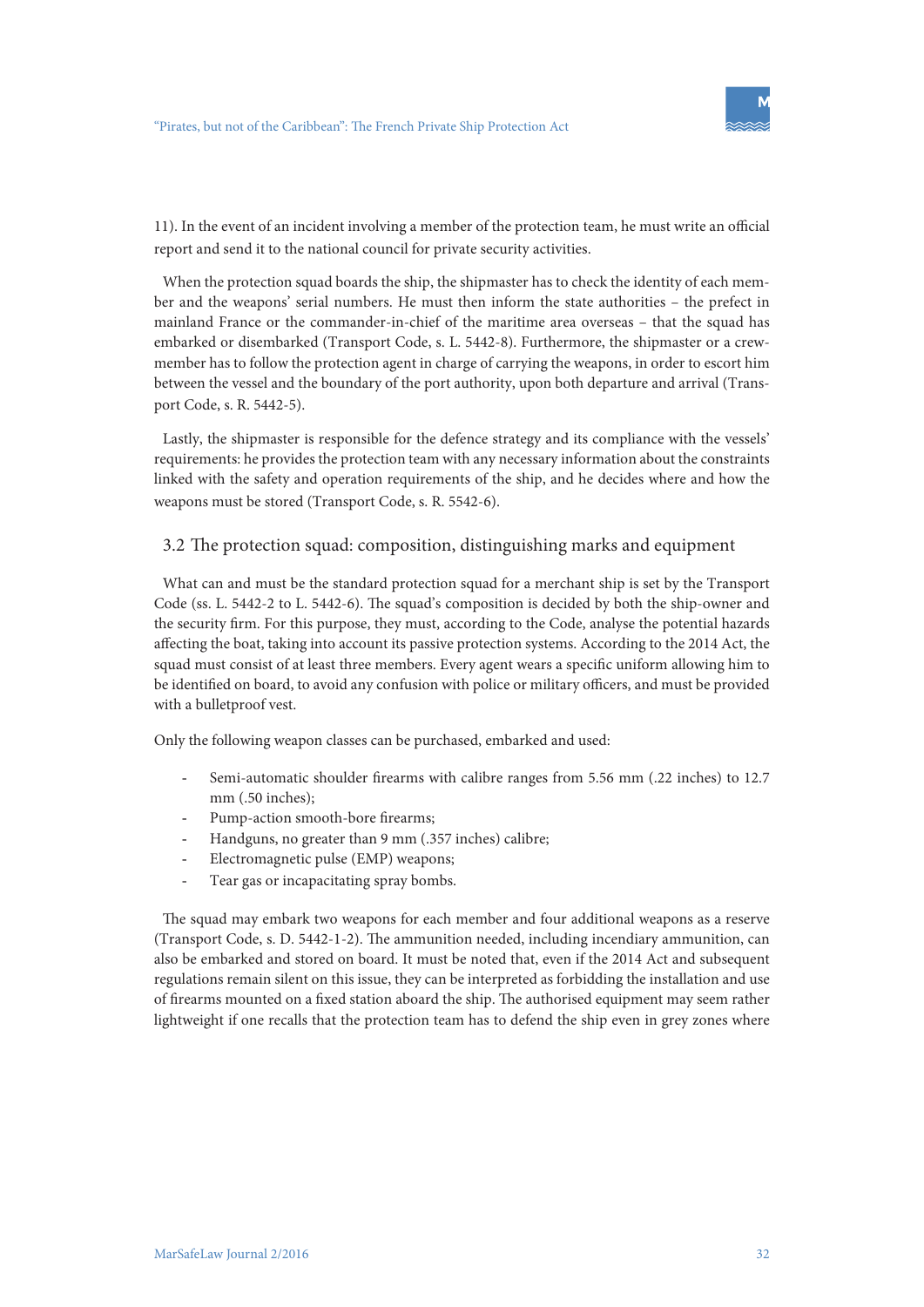11). In the event of an incident involving a member of the protection team, he must write an official report and send it to the national council for private security activities.

When the protection squad boards the ship, the shipmaster has to check the identity of each member and the weapons' serial numbers. He must then inform the state authorities – the prefect in mainland France or the commander-in-chief of the maritime area overseas – that the squad has embarked or disembarked (Transport Code, s. L. 5442-8). Furthermore, the shipmaster or a crew-member has to follow the protection agent in charge of carrying the weapons, in order to escort him between the vessel and the boundary of the port authority, upon both departure and arrival (Transport Code, s. R. 5442-5).

Lastly, the shipmaster is responsible for the defence strategy and its compliance with the vessels' requirements: he provides the protection team with any necessary information about the constraints linked with the safety and operation requirements of the ship, and he decides where and how the weapons must be stored (Transport Code, s. R. 5542-6).

## 3.2 The protection squad: composition, distinguishing marks and equipment

What can and must be the standard protection squad for a merchant ship is set by the Transport Code (ss. L. 5442-2 to L. 5442-6). The squad's composition is decided by both the ship-owner and the security firm. For this purpose, they must, according to the Code, analyse the potential hazards affecting the boat, taking into account its passive protection systems. According to the 2014 Act, the squad must consist of at least three members. Every agent wears a specific uniform allowing him to be identified on board, to avoid any confusion with police or military officers, and must be provided with a bulletproof vest.

Only the following weapon classes can be purchased, embarked and used:

- Semi-automatic shoulder firearms with calibre ranges from 5.56 mm (.22 inches) to 12.7 mm (.50 inches);
- Pump-action smooth-bore firearms;
- Handguns, no greater than 9 mm (.357 inches) calibre;
- Electromagnetic pulse (EMP) weapons;
- Tear gas or incapacitating spray bombs.

The squad may embark two weapons for each member and four additional weapons as a reserve (Transport Code, s. D. 5442-1-2). The ammunition needed, including incendiary ammunition, can also be embarked and stored on board. It must be noted that, even if the 2014 Act and subsequent regulations remain silent on this issue, they can be interpreted as forbidding the installation and use of firearms mounted on a fixed station aboard the ship. The authorised equipment may seem rather lightweight if one recalls that the protection team has to defend the ship even in grey zones where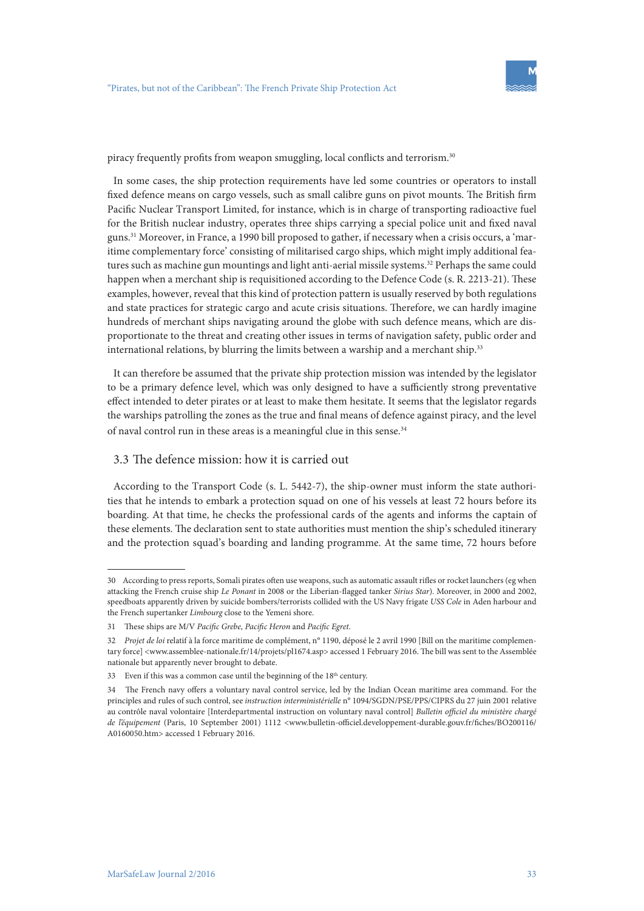piracy frequently profits from weapon smuggling, local conflicts and terrorism.[30]

In some cases, the ship protection requirements have led some countries or operators to install fixed defence means on cargo vessels, such as small calibre guns on pivot mounts. The British firm Pacific Nuclear Transport Limited, for instance, which is in charge of transporting radioactive fuel for the British nuclear industry, operates three ships carrying a special police unit and fixed naval guns.[31] Moreover, in France, a 1990 bill proposed to gather, if necessary when a crisis occurs, a 'maritime complementary force' consisting of militarised cargo ships, which might imply additional features such as machine gun mountings and light anti-aerial missile systems.[32] Perhaps the same could happen when a merchant ship is requisitioned according to the Defence Code (s. R. 2213-21). These examples, however, reveal that this kind of protection pattern is usually reserved by both regulations and state practices for strategic cargo and acute crisis situations. Therefore, we can hardly imagine hundreds of merchant ships navigating around the globe with such defence means, which are disproportionate to the threat and creating other issues in terms of navigation safety, public order and international relations, by blurring the limits between a warship and a merchant ship.[33]

It can therefore be assumed that the private ship protection mission was intended by the legislator to be a primary defence level, which was only designed to have a sufficiently strong preventative effect intended to deter pirates or at least to make them hesitate. It seems that the legislator regards the warships patrolling the zones as the true and final means of defence against piracy, and the level of naval control run in these areas is a meaningful clue in this sense.[34]

### 3.3 The defence mission: how it is carried out

According to the Transport Code (s. L. 5442-7), the ship-owner must inform the state authorities that he intends to embark a protection squad on one of his vessels at least 72 hours before its boarding. At that time, he checks the professional cards of the agents and informs the captain of these elements. The declaration sent to state authorities must mention the ship's scheduled itinerary and the protection squad's boarding and landing programme. At the same time, 72 hours before

---

30 According to press reports, Somali pirates often use weapons, such as automatic assault rifles or rocket launchers (eg when attacking the French cruise ship *Le Ponant* in 2008 or the Liberian-flagged tanker *Sirius Star*). Moreover, in 2000 and 2002, speedboats apparently driven by suicide bombers/terrorists collided with the US Navy frigate *USS Cole* in Aden harbour and the French supertanker *Limbourg* close to the Yemeni shore.

31 These ships are M/V *Pacific Grebe, Pacific Heron* and *Pacific Egret*.

32 *Projet de loi* relatif à la force maritime de complément, n° 1190, déposé le 2 avril 1990 [Bill on the maritime complementary force] <www.assemblee-nationale.fr/14/projets/pl1674.asp> accessed 1 February 2016. The bill was sent to the Assemblée nationale but apparently never brought to debate.

33 Even if this was a common case until the beginning of the 18th century.

34 The French navy offers a voluntary naval control service, led by the Indian Ocean maritime area command. For the principles and rules of such control, see *instruction interministérielle* n° 1094/SGDN/PSE/PPS/CIPRS du 27 juin 2001 relative au contrôle naval volontaire [Interdepartmental instruction on voluntary naval control] *Bulletin officiel du ministère chargé de l'équipement* (Paris, 10 September 2001) 1112 <www.bulletin-officiel.developpement-durable.gouv.fr/fiches/BO200116/A0160050.htm> accessed 1 February 2016.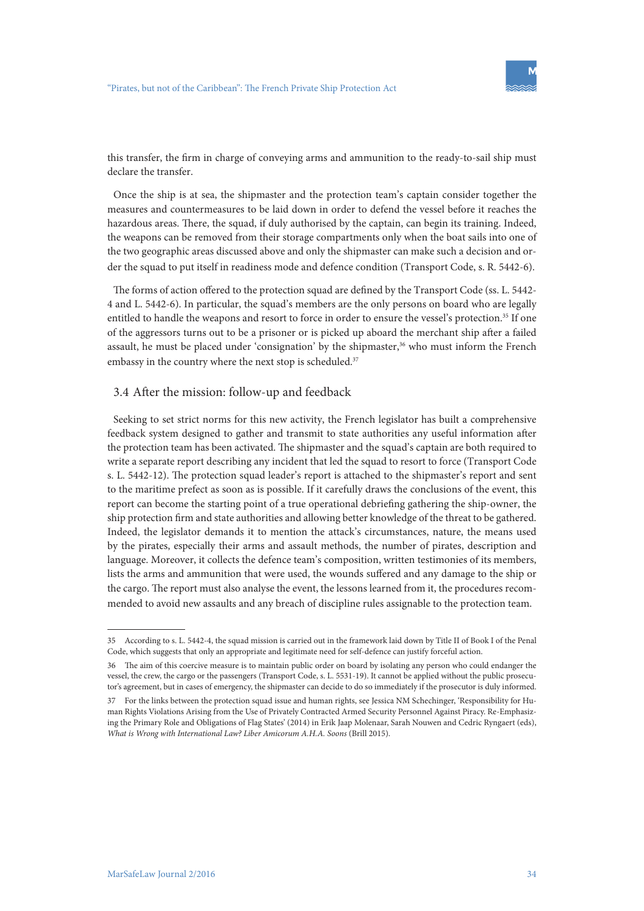this transfer, the firm in charge of conveying arms and ammunition to the ready-to-sail ship must declare the transfer.

Once the ship is at sea, the shipmaster and the protection team's captain consider together the measures and countermeasures to be laid down in order to defend the vessel before it reaches the hazardous areas. There, the squad, if duly authorised by the captain, can begin its training. Indeed, the weapons can be removed from their storage compartments only when the boat sails into one of the two geographic areas discussed above and only the shipmaster can make such a decision and order the squad to put itself in readiness mode and defence condition (Transport Code, s. R. 5442-6).

The forms of action offered to the protection squad are defined by the Transport Code (ss. L. 5442-4 and L. 5442-6). In particular, the squad's members are the only persons on board who are legally entitled to handle the weapons and resort to force in order to ensure the vessel's protection.[35] If one of the aggressors turns out to be a prisoner or is picked up aboard the merchant ship after a failed assault, he must be placed under 'consignation' by the shipmaster,[36] who must inform the French embassy in the country where the next stop is scheduled.[37]

## 3.4 After the mission: follow-up and feedback

Seeking to set strict norms for this new activity, the French legislator has built a comprehensive feedback system designed to gather and transmit to state authorities any useful information after the protection team has been activated. The shipmaster and the squad's captain are both required to write a separate report describing any incident that led the squad to resort to force (Transport Code s. L. 5442-12). The protection squad leader's report is attached to the shipmaster's report and sent to the maritime prefect as soon as is possible. If it carefully draws the conclusions of the event, this report can become the starting point of a true operational debriefing gathering the ship-owner, the ship protection firm and state authorities and allowing better knowledge of the threat to be gathered. Indeed, the legislator demands it to mention the attack's circumstances, nature, the means used by the pirates, especially their arms and assault methods, the number of pirates, description and language. Moreover, it collects the defence team's composition, written testimonies of its members, lists the arms and ammunition that were used, the wounds suffered and any damage to the ship or the cargo. The report must also analyse the event, the lessons learned from it, the procedures recommended to avoid new assaults and any breach of discipline rules assignable to the protection team.

---

35 According to s. L. 5442-4, the squad mission is carried out in the framework laid down by Title II of Book I of the Penal Code, which suggests that only an appropriate and legitimate need for self-defence can justify forceful action.

36 The aim of this coercive measure is to maintain public order on board by isolating any person who could endanger the vessel, the crew, the cargo or the passengers (Transport Code, s. L. 5531-19). It cannot be applied without the public prosecutor's agreement, but in cases of emergency, the shipmaster can decide to do so immediately if the prosecutor is duly informed.

37 For the links between the protection squad issue and human rights, see Jessica NM Schechinger, 'Responsibility for Human Rights Violations Arising from the Use of Privately Contracted Armed Security Personnel Against Piracy. Re-Emphasizing the Primary Role and Obligations of Flag States' (2014) in Erik Jaap Molenaar, Sarah Nouwen and Cedric Ryngaert (eds), *What is Wrong with International Law? Liber Amicorum A.H.A. Soons* (Brill 2015).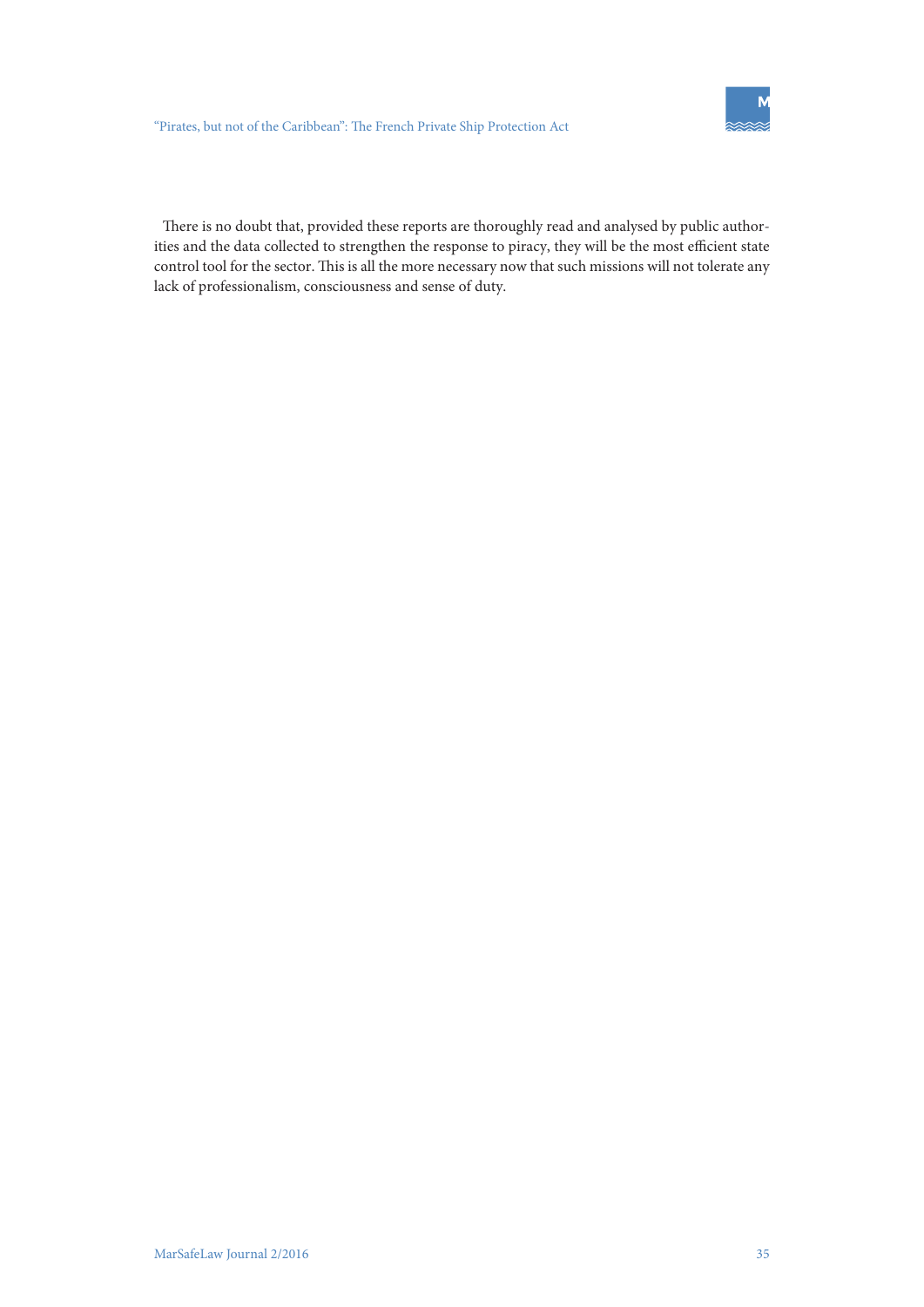There is no doubt that, provided these reports are thoroughly read and analysed by public authorities and the data collected to strengthen the response to piracy, they will be the most efficient state control tool for the sector. This is all the more necessary now that such missions will not tolerate any lack of professionalism, consciousness and sense of duty.